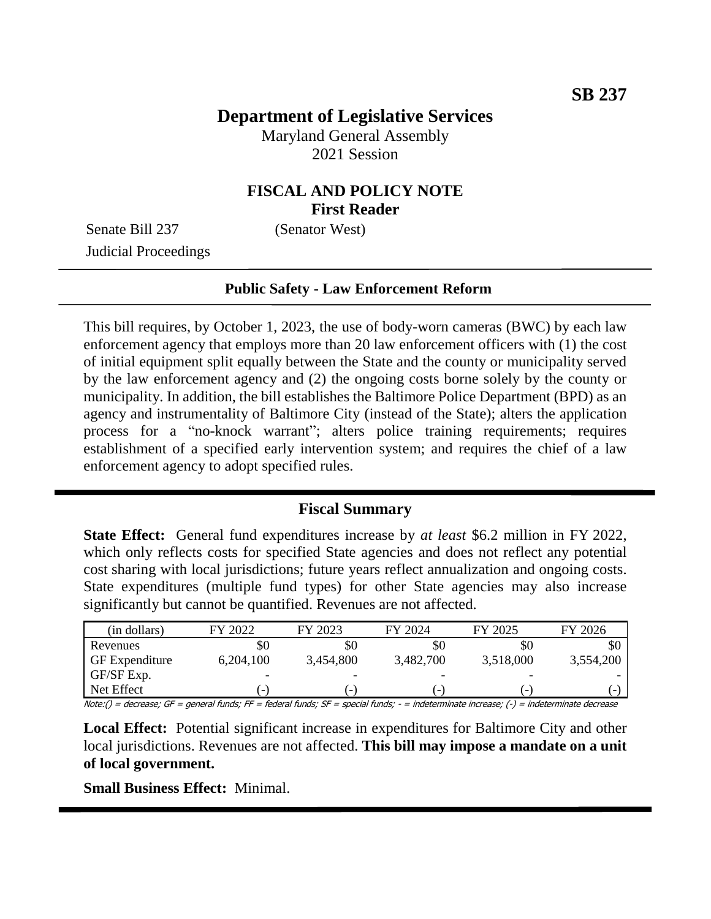**SB 237**

# Department of Legislative Services

Maryland General Assembly
2021 Session

## FISCAL AND POLICY NOTE
**First Reader**

Senate Bill 237 (Senator West)
Judicial Proceedings

### Public Safety - Law Enforcement Reform

This bill requires, by October 1, 2023, the use of body-worn cameras (BWC) by each law enforcement agency that employs more than 20 law enforcement officers with (1) the cost of initial equipment split equally between the State and the county or municipality served by the law enforcement agency and (2) the ongoing costs borne solely by the county or municipality. In addition, the bill establishes the Baltimore Police Department (BPD) as an agency and instrumentality of Baltimore City (instead of the State); alters the application process for a "no-knock warrant"; alters police training requirements; requires establishment of a specified early intervention system; and requires the chief of a law enforcement agency to adopt specified rules.

## Fiscal Summary

**State Effect:** General fund expenditures increase by *at least* $6.2 million in FY 2022, which only reflects costs for specified State agencies and does not reflect any potential cost sharing with local jurisdictions; future years reflect annualization and ongoing costs. State expenditures (multiple fund types) for other State agencies may also increase significantly but cannot be quantified. Revenues are not affected.

| (in dollars) | FY 2022 | FY 2023 | FY 2024 | FY 2025 | FY 2026 |
|---|---|---|---|---|---|
| Revenues | $0 | $0 | $0 | $0 | $0 |
| GF Expenditure | 6,204,100 | 3,454,800 | 3,482,700 | 3,518,000 | 3,554,200 |
| GF/SF Exp. | - | - | - | - | - |
| Net Effect | (-) | (-) | (-) | (-) | (-) |

Note:() = decrease; GF = general funds; FF = federal funds; SF = special funds; - = indeterminate increase; (-) = indeterminate decrease

**Local Effect:** Potential significant increase in expenditures for Baltimore City and other local jurisdictions. Revenues are not affected. **This bill may impose a mandate on a unit of local government.**

**Small Business Effect:** Minimal.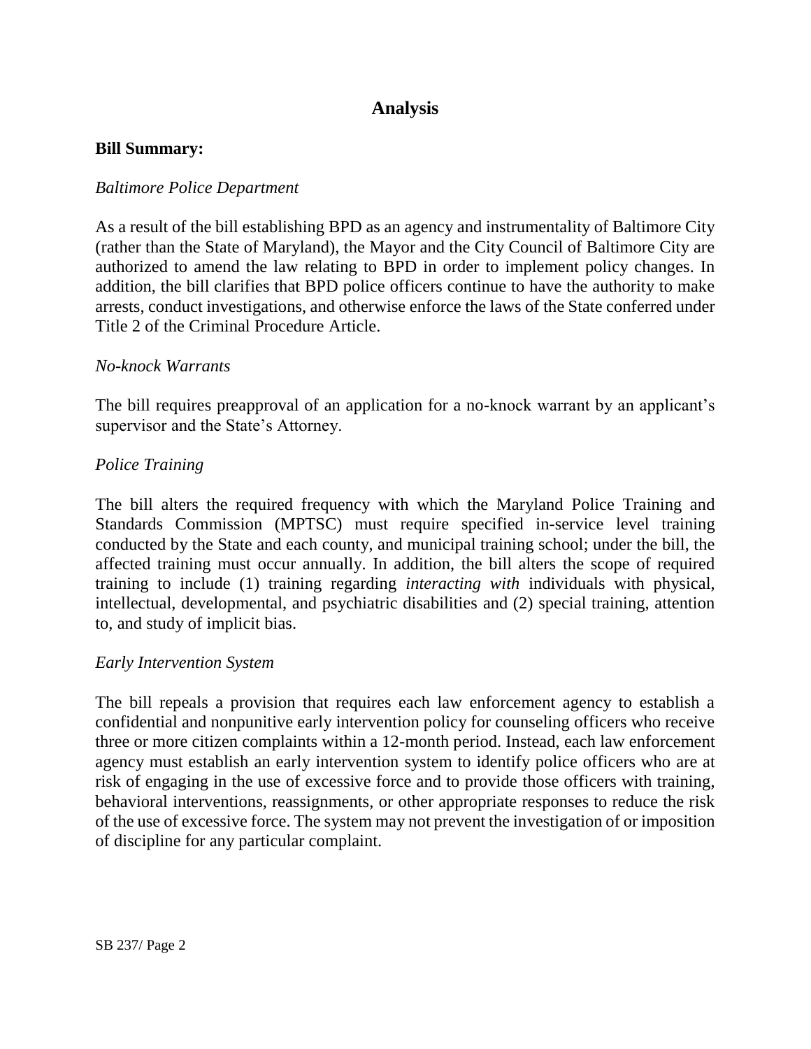# Analysis

**Bill Summary:**

*Baltimore Police Department*

As a result of the bill establishing BPD as an agency and instrumentality of Baltimore City (rather than the State of Maryland), the Mayor and the City Council of Baltimore City are authorized to amend the law relating to BPD in order to implement policy changes. In addition, the bill clarifies that BPD police officers continue to have the authority to make arrests, conduct investigations, and otherwise enforce the laws of the State conferred under Title 2 of the Criminal Procedure Article.

*No-knock Warrants*

The bill requires preapproval of an application for a no-knock warrant by an applicant's supervisor and the State's Attorney.

*Police Training*

The bill alters the required frequency with which the Maryland Police Training and Standards Commission (MPTSC) must require specified in-service level training conducted by the State and each county, and municipal training school; under the bill, the affected training must occur annually. In addition, the bill alters the scope of required training to include (1) training regarding *interacting with* individuals with physical, intellectual, developmental, and psychiatric disabilities and (2) special training, attention to, and study of implicit bias.

*Early Intervention System*

The bill repeals a provision that requires each law enforcement agency to establish a confidential and nonpunitive early intervention policy for counseling officers who receive three or more citizen complaints within a 12-month period. Instead, each law enforcement agency must establish an early intervention system to identify police officers who are at risk of engaging in the use of excessive force and to provide those officers with training, behavioral interventions, reassignments, or other appropriate responses to reduce the risk of the use of excessive force. The system may not prevent the investigation of or imposition of discipline for any particular complaint.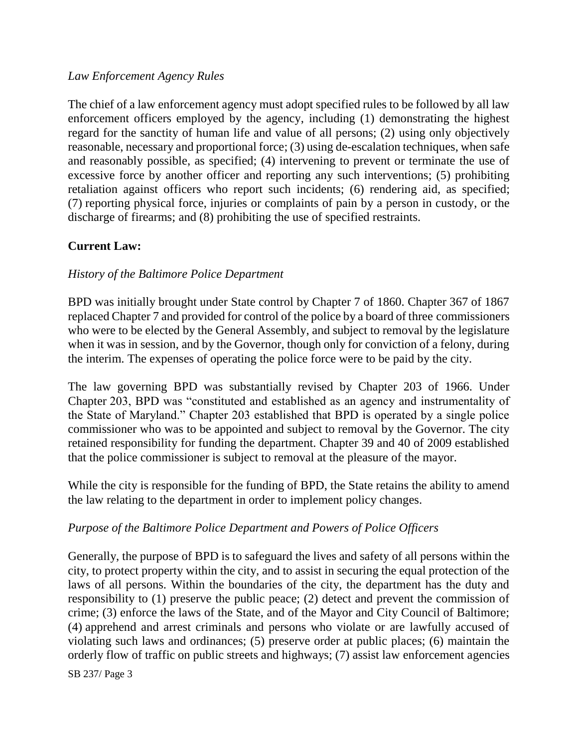*Law Enforcement Agency Rules*

The chief of a law enforcement agency must adopt specified rules to be followed by all law enforcement officers employed by the agency, including (1) demonstrating the highest regard for the sanctity of human life and value of all persons; (2) using only objectively reasonable, necessary and proportional force; (3) using de-escalation techniques, when safe and reasonably possible, as specified; (4) intervening to prevent or terminate the use of excessive force by another officer and reporting any such interventions; (5) prohibiting retaliation against officers who report such incidents; (6) rendering aid, as specified; (7) reporting physical force, injuries or complaints of pain by a person in custody, or the discharge of firearms; and (8) prohibiting the use of specified restraints.

**Current Law:**

*History of the Baltimore Police Department*

BPD was initially brought under State control by Chapter 7 of 1860. Chapter 367 of 1867 replaced Chapter 7 and provided for control of the police by a board of three commissioners who were to be elected by the General Assembly, and subject to removal by the legislature when it was in session, and by the Governor, though only for conviction of a felony, during the interim. The expenses of operating the police force were to be paid by the city.

The law governing BPD was substantially revised by Chapter 203 of 1966. Under Chapter 203, BPD was "constituted and established as an agency and instrumentality of the State of Maryland." Chapter 203 established that BPD is operated by a single police commissioner who was to be appointed and subject to removal by the Governor. The city retained responsibility for funding the department. Chapter 39 and 40 of 2009 established that the police commissioner is subject to removal at the pleasure of the mayor.

While the city is responsible for the funding of BPD, the State retains the ability to amend the law relating to the department in order to implement policy changes.

*Purpose of the Baltimore Police Department and Powers of Police Officers*

Generally, the purpose of BPD is to safeguard the lives and safety of all persons within the city, to protect property within the city, and to assist in securing the equal protection of the laws of all persons. Within the boundaries of the city, the department has the duty and responsibility to (1) preserve the public peace; (2) detect and prevent the commission of crime; (3) enforce the laws of the State, and of the Mayor and City Council of Baltimore; (4) apprehend and arrest criminals and persons who violate or are lawfully accused of violating such laws and ordinances; (5) preserve order at public places; (6) maintain the orderly flow of traffic on public streets and highways; (7) assist law enforcement agencies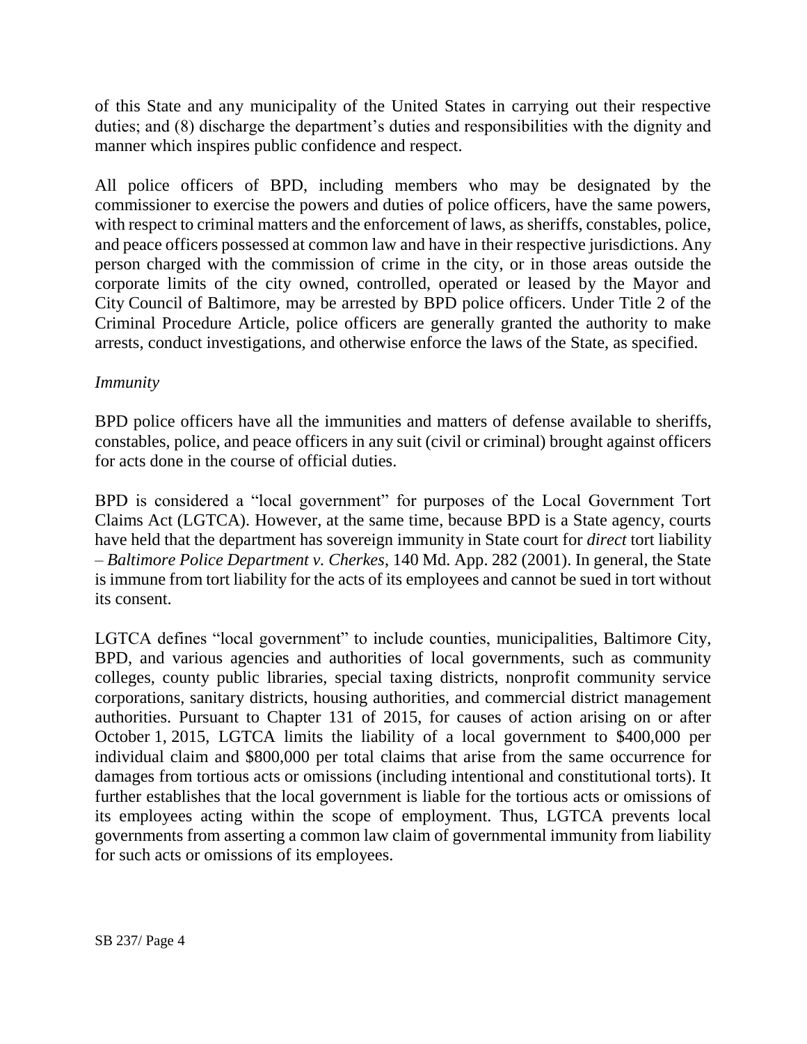of this State and any municipality of the United States in carrying out their respective duties; and (8) discharge the department's duties and responsibilities with the dignity and manner which inspires public confidence and respect.

All police officers of BPD, including members who may be designated by the commissioner to exercise the powers and duties of police officers, have the same powers, with respect to criminal matters and the enforcement of laws, as sheriffs, constables, police, and peace officers possessed at common law and have in their respective jurisdictions. Any person charged with the commission of crime in the city, or in those areas outside the corporate limits of the city owned, controlled, operated or leased by the Mayor and City Council of Baltimore, may be arrested by BPD police officers. Under Title 2 of the Criminal Procedure Article, police officers are generally granted the authority to make arrests, conduct investigations, and otherwise enforce the laws of the State, as specified.

*Immunity*

BPD police officers have all the immunities and matters of defense available to sheriffs, constables, police, and peace officers in any suit (civil or criminal) brought against officers for acts done in the course of official duties.

BPD is considered a "local government" for purposes of the Local Government Tort Claims Act (LGTCA). However, at the same time, because BPD is a State agency, courts have held that the department has sovereign immunity in State court for *direct* tort liability – *Baltimore Police Department v. Cherkes*, 140 Md. App. 282 (2001). In general, the State is immune from tort liability for the acts of its employees and cannot be sued in tort without its consent.

LGTCA defines "local government" to include counties, municipalities, Baltimore City, BPD, and various agencies and authorities of local governments, such as community colleges, county public libraries, special taxing districts, nonprofit community service corporations, sanitary districts, housing authorities, and commercial district management authorities. Pursuant to Chapter 131 of 2015, for causes of action arising on or after October 1, 2015, LGTCA limits the liability of a local government to $400,000 per individual claim and $800,000 per total claims that arise from the same occurrence for damages from tortious acts or omissions (including intentional and constitutional torts). It further establishes that the local government is liable for the tortious acts or omissions of its employees acting within the scope of employment. Thus, LGTCA prevents local governments from asserting a common law claim of governmental immunity from liability for such acts or omissions of its employees.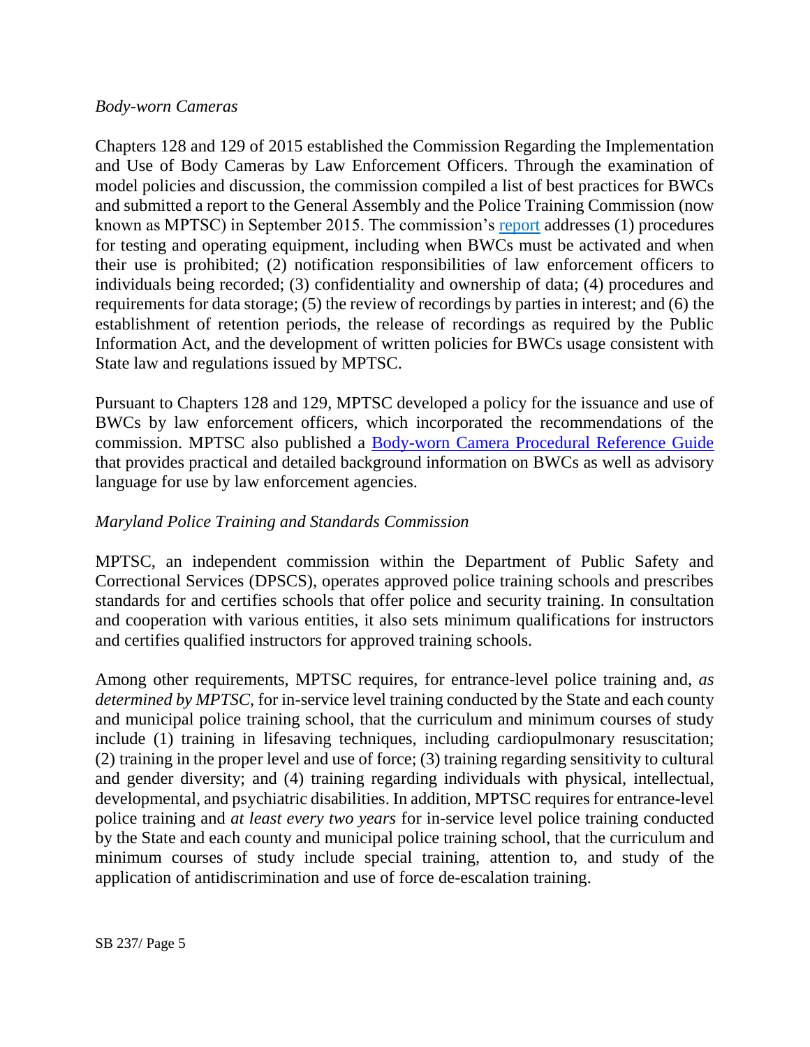*Body-worn Cameras*

Chapters 128 and 129 of 2015 established the Commission Regarding the Implementation and Use of Body Cameras by Law Enforcement Officers. Through the examination of model policies and discussion, the commission compiled a list of best practices for BWCs and submitted a report to the General Assembly and the Police Training Commission (now known as MPTSC) in September 2015. The commission's report addresses (1) procedures for testing and operating equipment, including when BWCs must be activated and when their use is prohibited; (2) notification responsibilities of law enforcement officers to individuals being recorded; (3) confidentiality and ownership of data; (4) procedures and requirements for data storage; (5) the review of recordings by parties in interest; and (6) the establishment of retention periods, the release of recordings as required by the Public Information Act, and the development of written policies for BWCs usage consistent with State law and regulations issued by MPTSC.

Pursuant to Chapters 128 and 129, MPTSC developed a policy for the issuance and use of BWCs by law enforcement officers, which incorporated the recommendations of the commission. MPTSC also published a Body-worn Camera Procedural Reference Guide that provides practical and detailed background information on BWCs as well as advisory language for use by law enforcement agencies.

*Maryland Police Training and Standards Commission*

MPTSC, an independent commission within the Department of Public Safety and Correctional Services (DPSCS), operates approved police training schools and prescribes standards for and certifies schools that offer police and security training. In consultation and cooperation with various entities, it also sets minimum qualifications for instructors and certifies qualified instructors for approved training schools.

Among other requirements, MPTSC requires, for entrance-level police training and, *as determined by MPTSC*, for in-service level training conducted by the State and each county and municipal police training school, that the curriculum and minimum courses of study include (1) training in lifesaving techniques, including cardiopulmonary resuscitation; (2) training in the proper level and use of force; (3) training regarding sensitivity to cultural and gender diversity; and (4) training regarding individuals with physical, intellectual, developmental, and psychiatric disabilities. In addition, MPTSC requires for entrance-level police training and *at least every two years* for in-service level police training conducted by the State and each county and municipal police training school, that the curriculum and minimum courses of study include special training, attention to, and study of the application of antidiscrimination and use of force de-escalation training.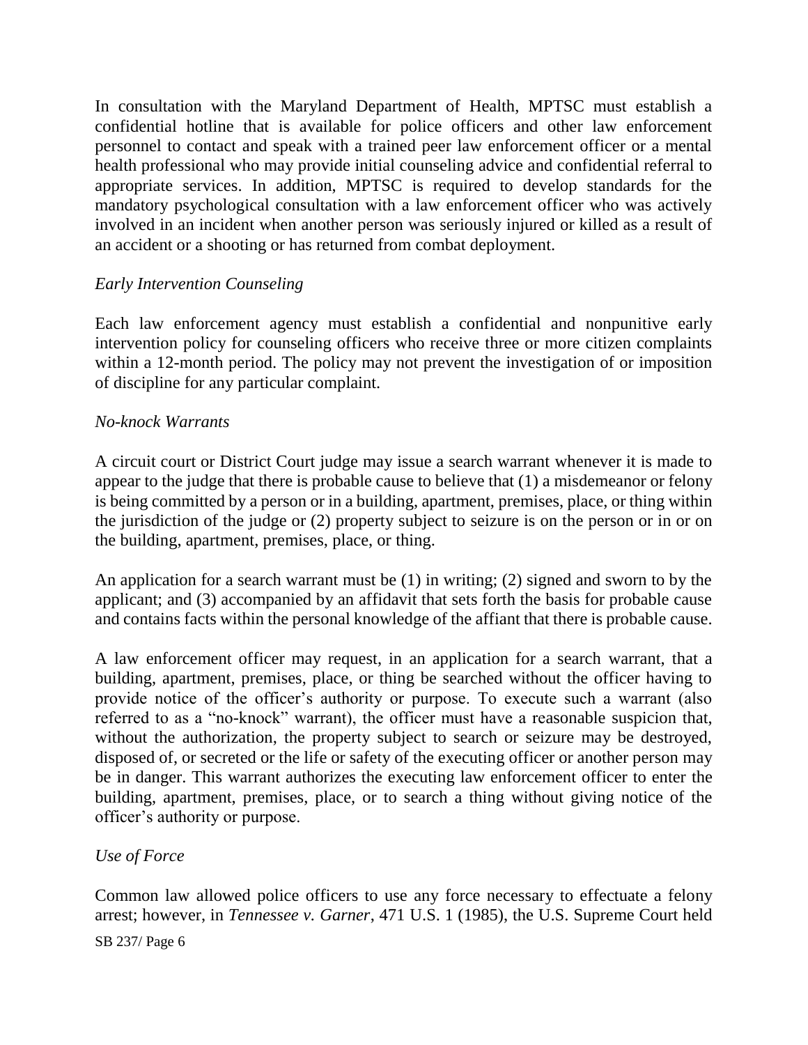In consultation with the Maryland Department of Health, MPTSC must establish a confidential hotline that is available for police officers and other law enforcement personnel to contact and speak with a trained peer law enforcement officer or a mental health professional who may provide initial counseling advice and confidential referral to appropriate services. In addition, MPTSC is required to develop standards for the mandatory psychological consultation with a law enforcement officer who was actively involved in an incident when another person was seriously injured or killed as a result of an accident or a shooting or has returned from combat deployment.

*Early Intervention Counseling*

Each law enforcement agency must establish a confidential and nonpunitive early intervention policy for counseling officers who receive three or more citizen complaints within a 12-month period. The policy may not prevent the investigation of or imposition of discipline for any particular complaint.

*No-knock Warrants*

A circuit court or District Court judge may issue a search warrant whenever it is made to appear to the judge that there is probable cause to believe that (1) a misdemeanor or felony is being committed by a person or in a building, apartment, premises, place, or thing within the jurisdiction of the judge or (2) property subject to seizure is on the person or in or on the building, apartment, premises, place, or thing.

An application for a search warrant must be (1) in writing; (2) signed and sworn to by the applicant; and (3) accompanied by an affidavit that sets forth the basis for probable cause and contains facts within the personal knowledge of the affiant that there is probable cause.

A law enforcement officer may request, in an application for a search warrant, that a building, apartment, premises, place, or thing be searched without the officer having to provide notice of the officer's authority or purpose. To execute such a warrant (also referred to as a "no-knock" warrant), the officer must have a reasonable suspicion that, without the authorization, the property subject to search or seizure may be destroyed, disposed of, or secreted or the life or safety of the executing officer or another person may be in danger. This warrant authorizes the executing law enforcement officer to enter the building, apartment, premises, place, or to search a thing without giving notice of the officer's authority or purpose.

*Use of Force*

Common law allowed police officers to use any force necessary to effectuate a felony arrest; however, in *Tennessee v. Garner*, 471 U.S. 1 (1985), the U.S. Supreme Court held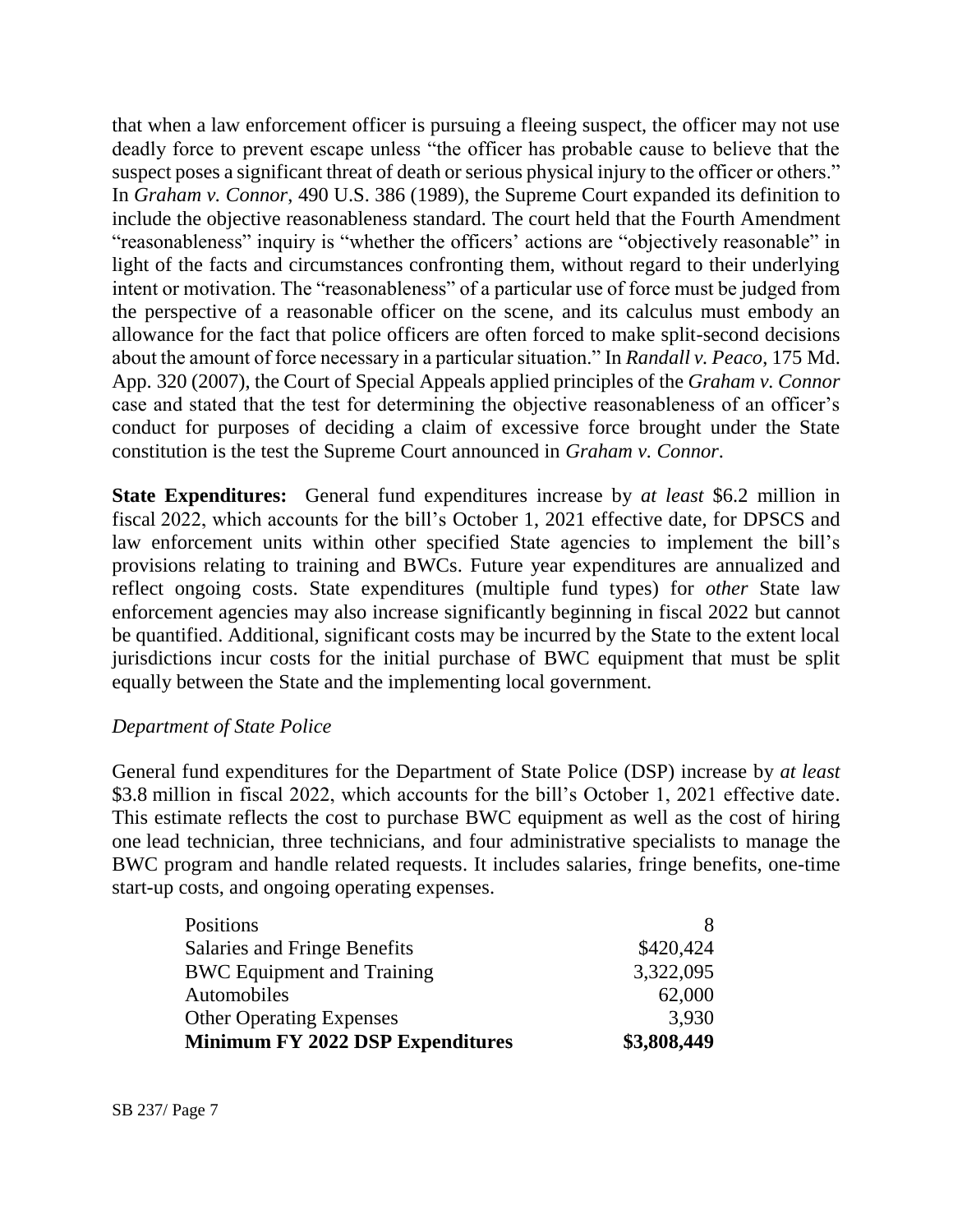that when a law enforcement officer is pursuing a fleeing suspect, the officer may not use deadly force to prevent escape unless "the officer has probable cause to believe that the suspect poses a significant threat of death or serious physical injury to the officer or others." In *Graham v. Connor*, 490 U.S. 386 (1989), the Supreme Court expanded its definition to include the objective reasonableness standard. The court held that the Fourth Amendment "reasonableness" inquiry is "whether the officers' actions are "objectively reasonable" in light of the facts and circumstances confronting them, without regard to their underlying intent or motivation. The "reasonableness" of a particular use of force must be judged from the perspective of a reasonable officer on the scene, and its calculus must embody an allowance for the fact that police officers are often forced to make split-second decisions about the amount of force necessary in a particular situation." In *Randall v. Peaco*, 175 Md. App. 320 (2007), the Court of Special Appeals applied principles of the *Graham v. Connor* case and stated that the test for determining the objective reasonableness of an officer's conduct for purposes of deciding a claim of excessive force brought under the State constitution is the test the Supreme Court announced in *Graham v. Connor*.

**State Expenditures:** General fund expenditures increase by *at least* \$6.2 million in fiscal 2022, which accounts for the bill's October 1, 2021 effective date, for DPSCS and law enforcement units within other specified State agencies to implement the bill's provisions relating to training and BWCs. Future year expenditures are annualized and reflect ongoing costs. State expenditures (multiple fund types) for *other* State law enforcement agencies may also increase significantly beginning in fiscal 2022 but cannot be quantified. Additional, significant costs may be incurred by the State to the extent local jurisdictions incur costs for the initial purchase of BWC equipment that must be split equally between the State and the implementing local government.

*Department of State Police*

General fund expenditures for the Department of State Police (DSP) increase by *at least* \$3.8 million in fiscal 2022, which accounts for the bill's October 1, 2021 effective date. This estimate reflects the cost to purchase BWC equipment as well as the cost of hiring one lead technician, three technicians, and four administrative specialists to manage the BWC program and handle related requests. It includes salaries, fringe benefits, one-time start-up costs, and ongoing operating expenses.

| | |
|---|---:|
| Positions | 8 |
| Salaries and Fringe Benefits | \$420,424 |
| BWC Equipment and Training | 3,322,095 |
| Automobiles | 62,000 |
| Other Operating Expenses | 3,930 |
| **Minimum FY 2022 DSP Expenditures** | **\$3,808,449** |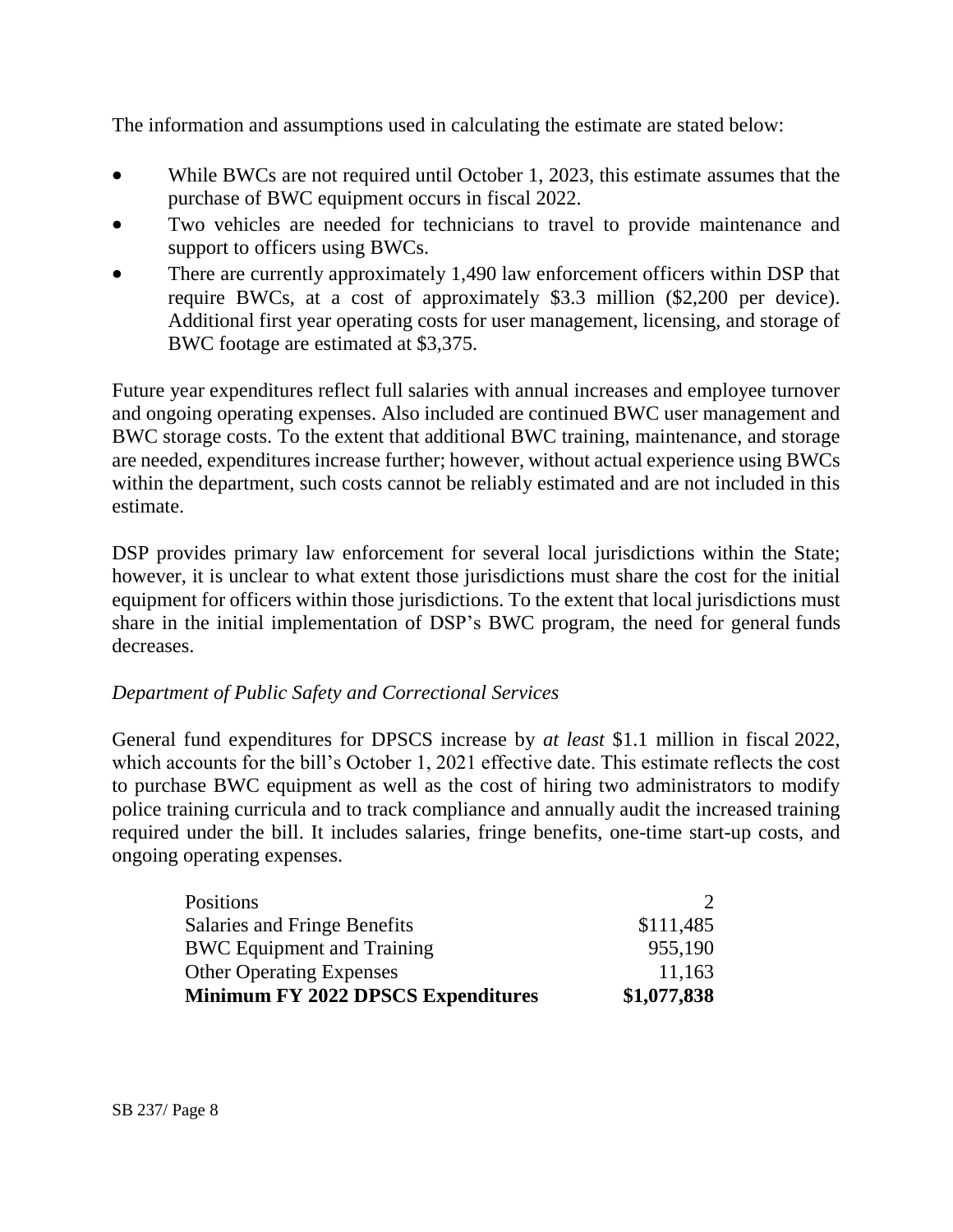The information and assumptions used in calculating the estimate are stated below:

- While BWCs are not required until October 1, 2023, this estimate assumes that the purchase of BWC equipment occurs in fiscal 2022.
- Two vehicles are needed for technicians to travel to provide maintenance and support to officers using BWCs.
- There are currently approximately 1,490 law enforcement officers within DSP that require BWCs, at a cost of approximately $3.3 million ($2,200 per device). Additional first year operating costs for user management, licensing, and storage of BWC footage are estimated at $3,375.

Future year expenditures reflect full salaries with annual increases and employee turnover and ongoing operating expenses. Also included are continued BWC user management and BWC storage costs. To the extent that additional BWC training, maintenance, and storage are needed, expenditures increase further; however, without actual experience using BWCs within the department, such costs cannot be reliably estimated and are not included in this estimate.

DSP provides primary law enforcement for several local jurisdictions within the State; however, it is unclear to what extent those jurisdictions must share the cost for the initial equipment for officers within those jurisdictions. To the extent that local jurisdictions must share in the initial implementation of DSP's BWC program, the need for general funds decreases.

*Department of Public Safety and Correctional Services*

General fund expenditures for DPSCS increase by *at least* $1.1 million in fiscal 2022, which accounts for the bill's October 1, 2021 effective date. This estimate reflects the cost to purchase BWC equipment as well as the cost of hiring two administrators to modify police training curricula and to track compliance and annually audit the increased training required under the bill. It includes salaries, fringe benefits, one-time start-up costs, and ongoing operating expenses.

| | |
|---|---:|
| Positions | 2 |
| Salaries and Fringe Benefits | $111,485 |
| BWC Equipment and Training | 955,190 |
| Other Operating Expenses | 11,163 |
| **Minimum FY 2022 DPSCS Expenditures** | **$1,077,838** |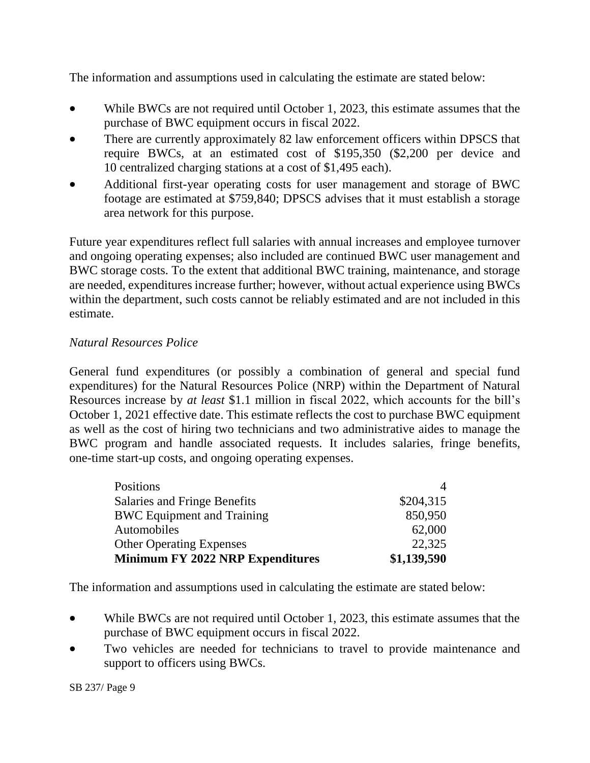The information and assumptions used in calculating the estimate are stated below:

- While BWCs are not required until October 1, 2023, this estimate assumes that the purchase of BWC equipment occurs in fiscal 2022.
- There are currently approximately 82 law enforcement officers within DPSCS that require BWCs, at an estimated cost of $195,350 ($2,200 per device and 10 centralized charging stations at a cost of $1,495 each).
- Additional first-year operating costs for user management and storage of BWC footage are estimated at $759,840; DPSCS advises that it must establish a storage area network for this purpose.

Future year expenditures reflect full salaries with annual increases and employee turnover and ongoing operating expenses; also included are continued BWC user management and BWC storage costs. To the extent that additional BWC training, maintenance, and storage are needed, expenditures increase further; however, without actual experience using BWCs within the department, such costs cannot be reliably estimated and are not included in this estimate.

*Natural Resources Police*

General fund expenditures (or possibly a combination of general and special fund expenditures) for the Natural Resources Police (NRP) within the Department of Natural Resources increase by *at least* $1.1 million in fiscal 2022, which accounts for the bill's October 1, 2021 effective date. This estimate reflects the cost to purchase BWC equipment as well as the cost of hiring two technicians and two administrative aides to manage the BWC program and handle associated requests. It includes salaries, fringe benefits, one-time start-up costs, and ongoing operating expenses.

| | |
|---|---:|
| Positions | 4 |
| Salaries and Fringe Benefits | $204,315 |
| BWC Equipment and Training | 850,950 |
| Automobiles | 62,000 |
| Other Operating Expenses | 22,325 |
| **Minimum FY 2022 NRP Expenditures** | **$1,139,590** |

The information and assumptions used in calculating the estimate are stated below:

- While BWCs are not required until October 1, 2023, this estimate assumes that the purchase of BWC equipment occurs in fiscal 2022.
- Two vehicles are needed for technicians to travel to provide maintenance and support to officers using BWCs.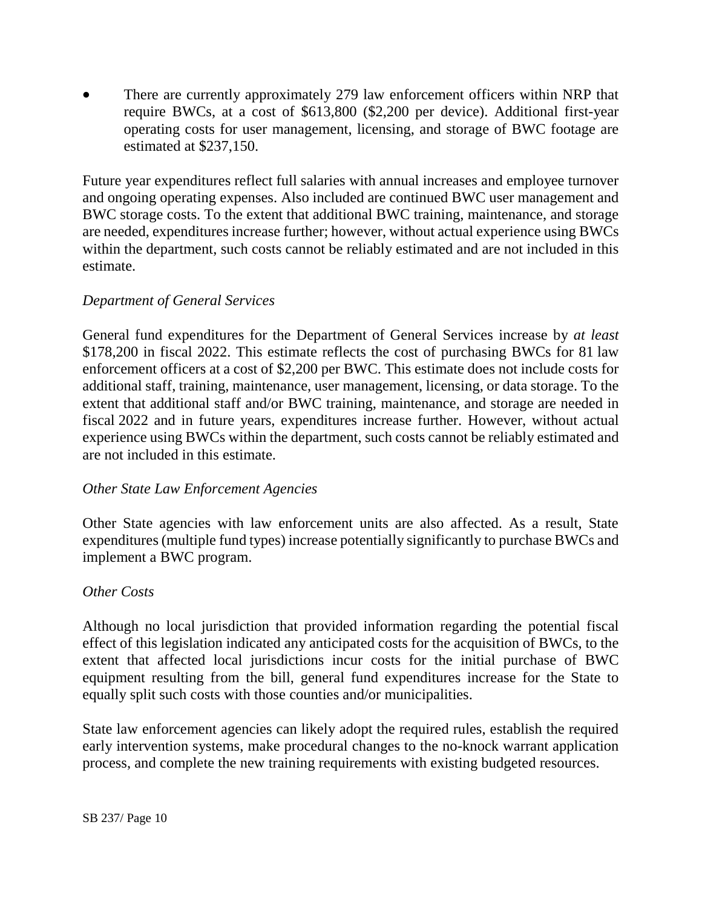- There are currently approximately 279 law enforcement officers within NRP that require BWCs, at a cost of $613,800 ($2,200 per device). Additional first-year operating costs for user management, licensing, and storage of BWC footage are estimated at $237,150.

Future year expenditures reflect full salaries with annual increases and employee turnover and ongoing operating expenses. Also included are continued BWC user management and BWC storage costs. To the extent that additional BWC training, maintenance, and storage are needed, expenditures increase further; however, without actual experience using BWCs within the department, such costs cannot be reliably estimated and are not included in this estimate.

*Department of General Services*

General fund expenditures for the Department of General Services increase by *at least* $178,200 in fiscal 2022. This estimate reflects the cost of purchasing BWCs for 81 law enforcement officers at a cost of $2,200 per BWC. This estimate does not include costs for additional staff, training, maintenance, user management, licensing, or data storage. To the extent that additional staff and/or BWC training, maintenance, and storage are needed in fiscal 2022 and in future years, expenditures increase further. However, without actual experience using BWCs within the department, such costs cannot be reliably estimated and are not included in this estimate.

*Other State Law Enforcement Agencies*

Other State agencies with law enforcement units are also affected. As a result, State expenditures (multiple fund types) increase potentially significantly to purchase BWCs and implement a BWC program.

*Other Costs*

Although no local jurisdiction that provided information regarding the potential fiscal effect of this legislation indicated any anticipated costs for the acquisition of BWCs, to the extent that affected local jurisdictions incur costs for the initial purchase of BWC equipment resulting from the bill, general fund expenditures increase for the State to equally split such costs with those counties and/or municipalities.

State law enforcement agencies can likely adopt the required rules, establish the required early intervention systems, make procedural changes to the no-knock warrant application process, and complete the new training requirements with existing budgeted resources.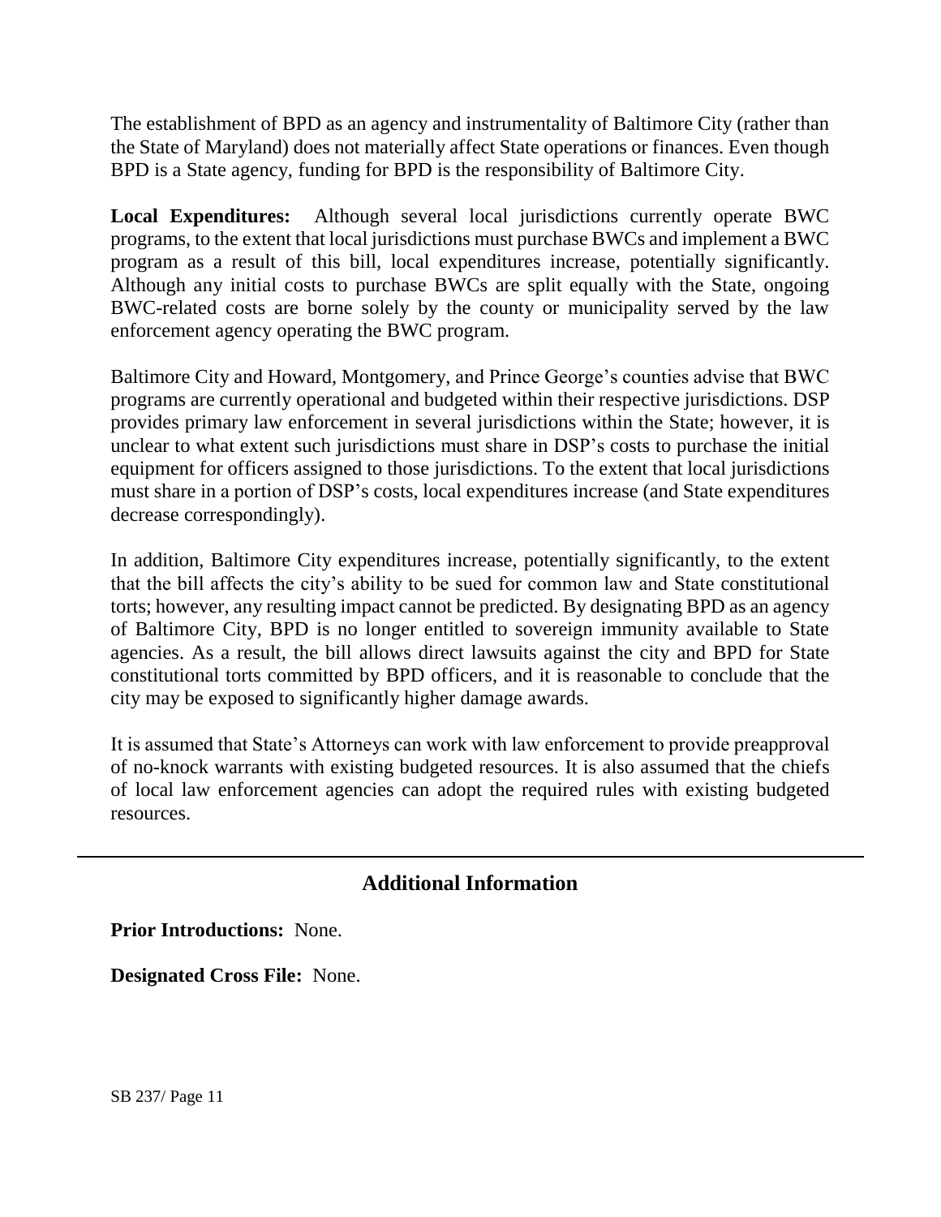The establishment of BPD as an agency and instrumentality of Baltimore City (rather than the State of Maryland) does not materially affect State operations or finances. Even though BPD is a State agency, funding for BPD is the responsibility of Baltimore City.

**Local Expenditures:** Although several local jurisdictions currently operate BWC programs, to the extent that local jurisdictions must purchase BWCs and implement a BWC program as a result of this bill, local expenditures increase, potentially significantly. Although any initial costs to purchase BWCs are split equally with the State, ongoing BWC-related costs are borne solely by the county or municipality served by the law enforcement agency operating the BWC program.

Baltimore City and Howard, Montgomery, and Prince George's counties advise that BWC programs are currently operational and budgeted within their respective jurisdictions. DSP provides primary law enforcement in several jurisdictions within the State; however, it is unclear to what extent such jurisdictions must share in DSP's costs to purchase the initial equipment for officers assigned to those jurisdictions. To the extent that local jurisdictions must share in a portion of DSP's costs, local expenditures increase (and State expenditures decrease correspondingly).

In addition, Baltimore City expenditures increase, potentially significantly, to the extent that the bill affects the city's ability to be sued for common law and State constitutional torts; however, any resulting impact cannot be predicted. By designating BPD as an agency of Baltimore City, BPD is no longer entitled to sovereign immunity available to State agencies. As a result, the bill allows direct lawsuits against the city and BPD for State constitutional torts committed by BPD officers, and it is reasonable to conclude that the city may be exposed to significantly higher damage awards.

It is assumed that State's Attorneys can work with law enforcement to provide preapproval of no-knock warrants with existing budgeted resources. It is also assumed that the chiefs of local law enforcement agencies can adopt the required rules with existing budgeted resources.

## Additional Information

**Prior Introductions:** None.

**Designated Cross File:** None.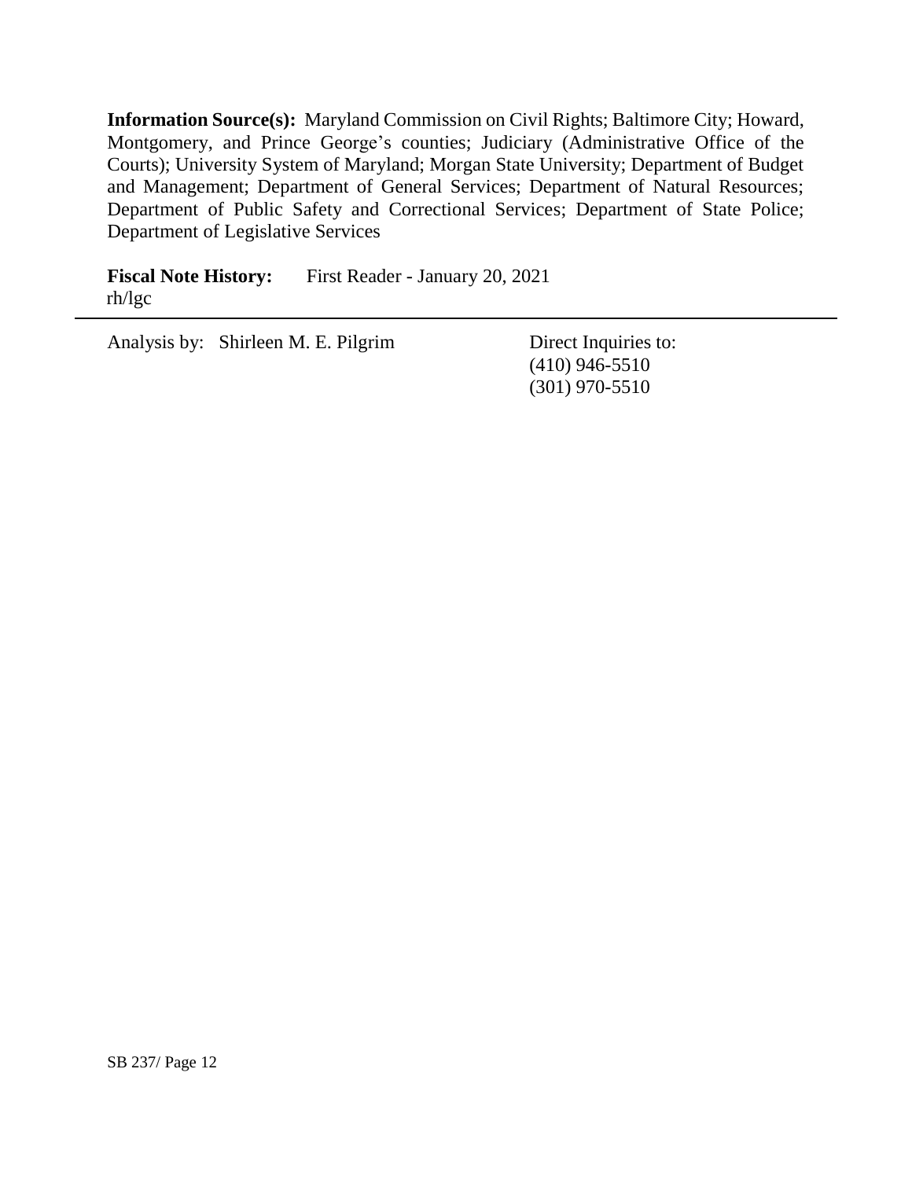**Information Source(s):** Maryland Commission on Civil Rights; Baltimore City; Howard, Montgomery, and Prince George's counties; Judiciary (Administrative Office of the Courts); University System of Maryland; Morgan State University; Department of Budget and Management; Department of General Services; Department of Natural Resources; Department of Public Safety and Correctional Services; Department of State Police; Department of Legislative Services

**Fiscal Note History:** First Reader - January 20, 2021
rh/lgc

---

Analysis by: Shirleen M. E. Pilgrim

Direct Inquiries to:
(410) 946-5510
(301) 970-5510